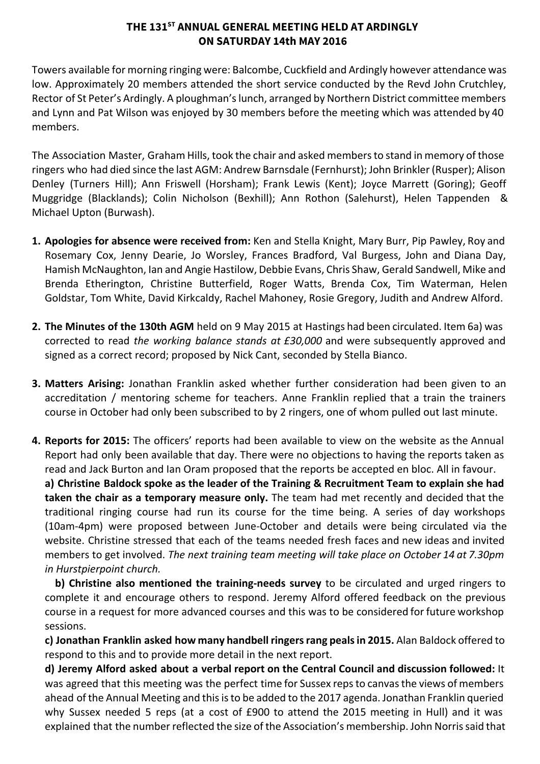**THE 131ST ANNUAL GENERAL MEETING HELD AT ARDINGLY ON SATURDAY 14th MAY 2016**

Towers available for morning ringing were: Balcombe, Cuckfield and Ardingly however attendance was low. Approximately 20 members attended the short service conducted by the Revd John Crutchley, Rector of St Peter's Ardingly. A ploughman's lunch, arranged by Northern District committee members and Lynn and Pat Wilson was enjoyed by 30 members before the meeting which was attended by 40 members.

The Association Master, Graham Hills, took the chair and asked members to stand in memory of those ringers who had died since the last AGM: Andrew Barnsdale (Fernhurst); John Brinkler (Rusper); Alison Denley (Turners Hill); Ann Friswell (Horsham); Frank Lewis (Kent); Joyce Marrett (Goring); Geoff Muggridge (Blacklands); Colin Nicholson (Bexhill); Ann Rothon (Salehurst), Helen Tappenden & Michael Upton (Burwash).

1. **Apologies for absence were received from:** Ken and Stella Knight, Mary Burr, Pip Pawley, Roy and Rosemary Cox, Jenny Dearie, Jo Worsley, Frances Bradford, Val Burgess, John and Diana Day, Hamish McNaughton, Ian and Angie Hastilow, Debbie Evans, Chris Shaw, Gerald Sandwell, Mike and Brenda Etherington, Christine Butterfield, Roger Watts, Brenda Cox, Tim Waterman, Helen Goldstar, Tom White, David Kirkcaldy, Rachel Mahoney, Rosie Gregory, Judith and Andrew Alford.

2. **The Minutes of the 130th AGM** held on 9 May 2015 at Hastings had been circulated. Item 6a) was corrected to read *the working balance stands at £30,000* and were subsequently approved and signed as a correct record; proposed by Nick Cant, seconded by Stella Bianco.

3. **Matters Arising:** Jonathan Franklin asked whether further consideration had been given to an accreditation / mentoring scheme for teachers. Anne Franklin replied that a train the trainers course in October had only been subscribed to by 2 ringers, one of whom pulled out last minute.

4. **Reports for 2015:** The officers' reports had been available to view on the website as the Annual Report had only been available that day. There were no objections to having the reports taken as read and Jack Burton and Ian Oram proposed that the reports be accepted en bloc. All in favour.

   **a) Christine Baldock spoke as the leader of the Training & Recruitment Team to explain she had taken the chair as a temporary measure only.** The team had met recently and decided that the traditional ringing course had run its course for the time being. A series of day workshops (10am-4pm) were proposed between June-October and details were being circulated via the website. Christine stressed that each of the teams needed fresh faces and new ideas and invited members to get involved. *The next training team meeting will take place on October 14 at 7.30pm in Hurstpierpoint church.*

   **b) Christine also mentioned the training-needs survey** to be circulated and urged ringers to complete it and encourage others to respond. Jeremy Alford offered feedback on the previous course in a request for more advanced courses and this was to be considered for future workshop sessions.

   **c) Jonathan Franklin asked how many handbell ringers rang peals in 2015.** Alan Baldock offered to respond to this and to provide more detail in the next report.

   **d) Jeremy Alford asked about a verbal report on the Central Council and discussion followed:** It was agreed that this meeting was the perfect time for Sussex reps to canvas the views of members ahead of the Annual Meeting and this is to be added to the 2017 agenda. Jonathan Franklin queried why Sussex needed 5 reps (at a cost of £900 to attend the 2015 meeting in Hull) and it was explained that the number reflected the size of the Association's membership. John Norris said that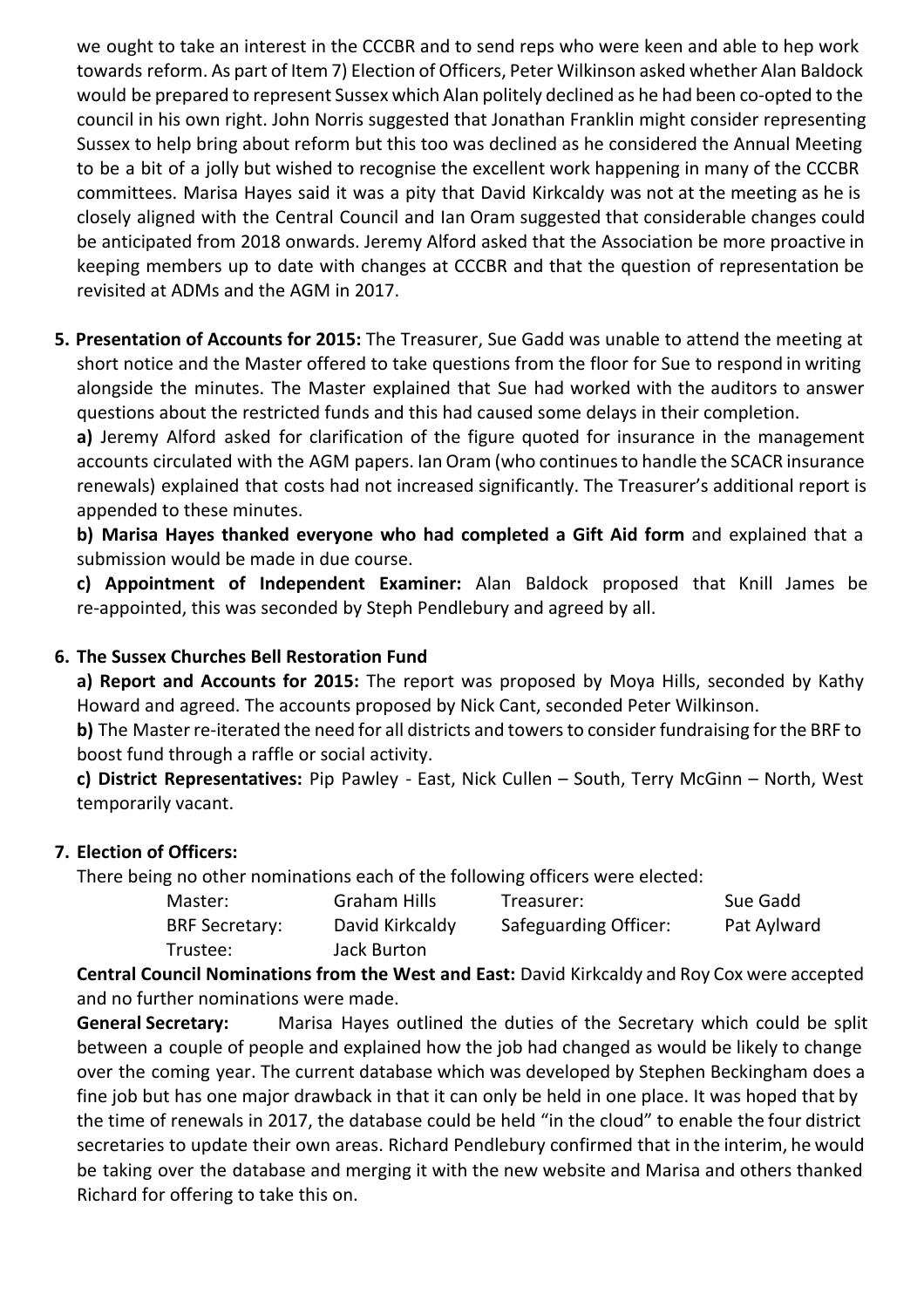we ought to take an interest in the CCCBR and to send reps who were keen and able to hep work towards reform. As part of Item 7) Election of Officers, Peter Wilkinson asked whether Alan Baldock would be prepared to represent Sussex which Alan politely declined as he had been co-opted to the council in his own right. John Norris suggested that Jonathan Franklin might consider representing Sussex to help bring about reform but this too was declined as he considered the Annual Meeting to be a bit of a jolly but wished to recognise the excellent work happening in many of the CCCBR committees. Marisa Hayes said it was a pity that David Kirkcaldy was not at the meeting as he is closely aligned with the Central Council and Ian Oram suggested that considerable changes could be anticipated from 2018 onwards. Jeremy Alford asked that the Association be more proactive in keeping members up to date with changes at CCCBR and that the question of representation be revisited at ADMs and the AGM in 2017.

**5. Presentation of Accounts for 2015:** The Treasurer, Sue Gadd was unable to attend the meeting at short notice and the Master offered to take questions from the floor for Sue to respond in writing alongside the minutes. The Master explained that Sue had worked with the auditors to answer questions about the restricted funds and this had caused some delays in their completion.

**a)** Jeremy Alford asked for clarification of the figure quoted for insurance in the management accounts circulated with the AGM papers. Ian Oram (who continues to handle the SCACR insurance renewals) explained that costs had not increased significantly. The Treasurer's additional report is appended to these minutes.

**b) Marisa Hayes thanked everyone who had completed a Gift Aid form** and explained that a submission would be made in due course.

**c) Appointment of Independent Examiner:** Alan Baldock proposed that Knill James be re-appointed, this was seconded by Steph Pendlebury and agreed by all.

**6. The Sussex Churches Bell Restoration Fund**

**a) Report and Accounts for 2015:** The report was proposed by Moya Hills, seconded by Kathy Howard and agreed. The accounts proposed by Nick Cant, seconded Peter Wilkinson.

**b)** The Master re-iterated the need for all districts and towers to consider fundraising for the BRF to boost fund through a raffle or social activity.

**c) District Representatives:** Pip Pawley - East, Nick Cullen – South, Terry McGinn – North, West temporarily vacant.

**7. Election of Officers:**

There being no other nominations each of the following officers were elected:

| | | | |
|---|---|---|---|
| Master: | Graham Hills | Treasurer: | Sue Gadd |
| BRF Secretary: | David Kirkcaldy | Safeguarding Officer: | Pat Aylward |
| Trustee: | Jack Burton | | |

**Central Council Nominations from the West and East:** David Kirkcaldy and Roy Cox were accepted and no further nominations were made.

**General Secretary:** Marisa Hayes outlined the duties of the Secretary which could be split between a couple of people and explained how the job had changed as would be likely to change over the coming year. The current database which was developed by Stephen Beckingham does a fine job but has one major drawback in that it can only be held in one place. It was hoped that by the time of renewals in 2017, the database could be held "in the cloud" to enable the four district secretaries to update their own areas. Richard Pendlebury confirmed that in the interim, he would be taking over the database and merging it with the new website and Marisa and others thanked Richard for offering to take this on.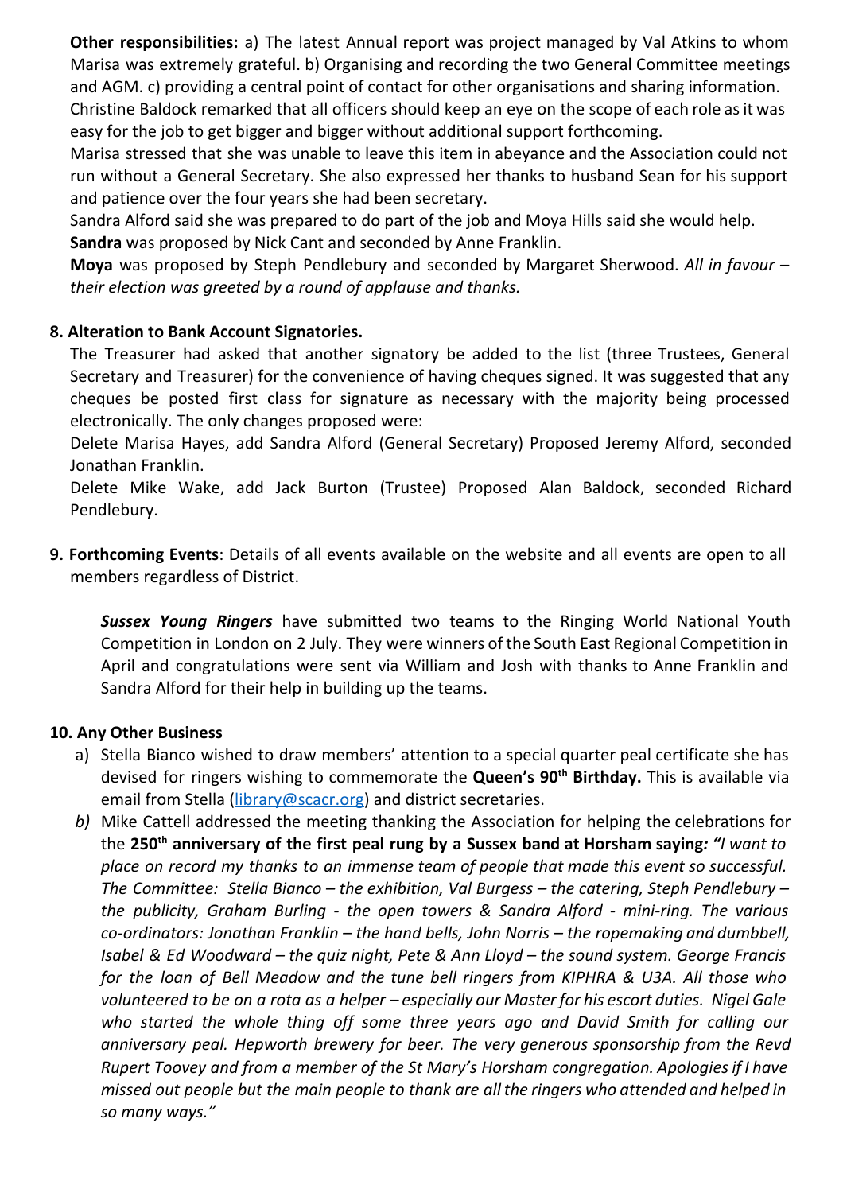**Other responsibilities:** a) The latest Annual report was project managed by Val Atkins to whom Marisa was extremely grateful. b) Organising and recording the two General Committee meetings and AGM. c) providing a central point of contact for other organisations and sharing information. Christine Baldock remarked that all officers should keep an eye on the scope of each role as it was easy for the job to get bigger and bigger without additional support forthcoming.

Marisa stressed that she was unable to leave this item in abeyance and the Association could not run without a General Secretary. She also expressed her thanks to husband Sean for his support and patience over the four years she had been secretary.

Sandra Alford said she was prepared to do part of the job and Moya Hills said she would help.

**Sandra** was proposed by Nick Cant and seconded by Anne Franklin.

**Moya** was proposed by Steph Pendlebury and seconded by Margaret Sherwood. *All in favour – their election was greeted by a round of applause and thanks.*

**8. Alteration to Bank Account Signatories.**

The Treasurer had asked that another signatory be added to the list (three Trustees, General Secretary and Treasurer) for the convenience of having cheques signed. It was suggested that any cheques be posted first class for signature as necessary with the majority being processed electronically. The only changes proposed were:

Delete Marisa Hayes, add Sandra Alford (General Secretary) Proposed Jeremy Alford, seconded Jonathan Franklin.

Delete Mike Wake, add Jack Burton (Trustee) Proposed Alan Baldock, seconded Richard Pendlebury.

**9. Forthcoming Events**: Details of all events available on the website and all events are open to all members regardless of District.

***Sussex Young Ringers*** have submitted two teams to the Ringing World National Youth Competition in London on 2 July. They were winners of the South East Regional Competition in April and congratulations were sent via William and Josh with thanks to Anne Franklin and Sandra Alford for their help in building up the teams.

**10. Any Other Business**

a) Stella Bianco wished to draw members' attention to a special quarter peal certificate she has devised for ringers wishing to commemorate the **Queen's 90th Birthday.** This is available via email from Stella (library@scacr.org) and district secretaries.

b) Mike Cattell addressed the meeting thanking the Association for helping the celebrations for the **250th anniversary of the first peal rung by a Sussex band at Horsham saying***: "I want to place on record my thanks to an immense team of people that made this event so successful. The Committee: Stella Bianco – the exhibition, Val Burgess – the catering, Steph Pendlebury – the publicity, Graham Burling - the open towers & Sandra Alford - mini-ring. The various co-ordinators: Jonathan Franklin – the hand bells, John Norris – the ropemaking and dumbbell, Isabel & Ed Woodward – the quiz night, Pete & Ann Lloyd – the sound system. George Francis for the loan of Bell Meadow and the tune bell ringers from KIPHRA & U3A. All those who volunteered to be on a rota as a helper – especially our Master for his escort duties. Nigel Gale who started the whole thing off some three years ago and David Smith for calling our anniversary peal. Hepworth brewery for beer. The very generous sponsorship from the Revd Rupert Toovey and from a member of the St Mary's Horsham congregation. Apologies if I have missed out people but the main people to thank are all the ringers who attended and helped in so many ways."*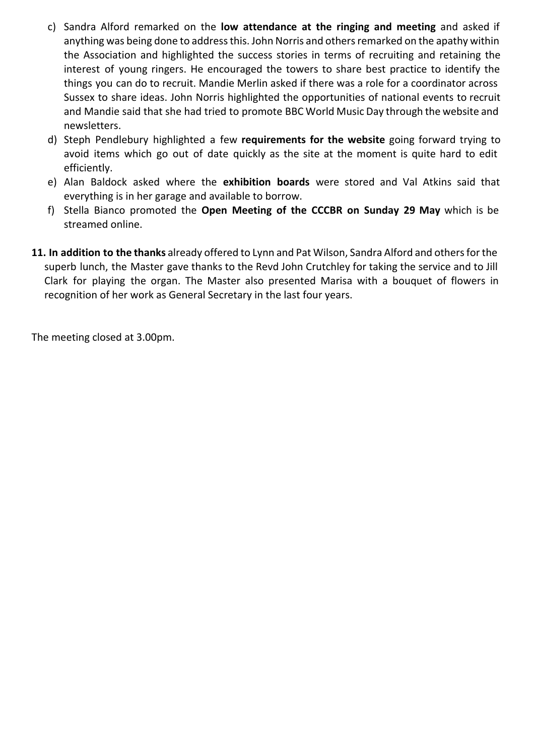c) Sandra Alford remarked on the **low attendance at the ringing and meeting** and asked if anything was being done to address this. John Norris and others remarked on the apathy within the Association and highlighted the success stories in terms of recruiting and retaining the interest of young ringers. He encouraged the towers to share best practice to identify the things you can do to recruit. Mandie Merlin asked if there was a role for a coordinator across Sussex to share ideas. John Norris highlighted the opportunities of national events to recruit and Mandie said that she had tried to promote BBC World Music Day through the website and newsletters.

d) Steph Pendlebury highlighted a few **requirements for the website** going forward trying to avoid items which go out of date quickly as the site at the moment is quite hard to edit efficiently.

e) Alan Baldock asked where the **exhibition boards** were stored and Val Atkins said that everything is in her garage and available to borrow.

f) Stella Bianco promoted the **Open Meeting of the CCCBR on Sunday 29 May** which is be streamed online.

**11. In addition to the thanks** already offered to Lynn and Pat Wilson, Sandra Alford and others for the superb lunch, the Master gave thanks to the Revd John Crutchley for taking the service and to Jill Clark for playing the organ. The Master also presented Marisa with a bouquet of flowers in recognition of her work as General Secretary in the last four years.

The meeting closed at 3.00pm.